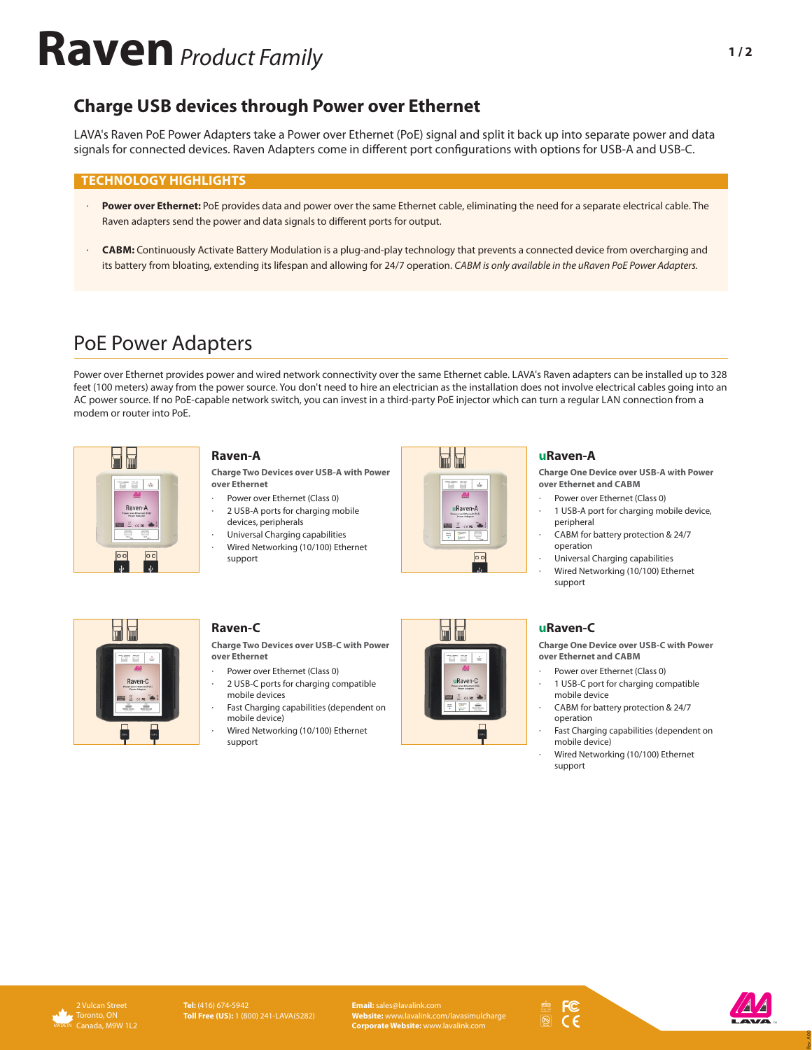# Raven *Product Family*

## Charge USB devices through Power over Ethernet

LAVA's Raven PoE Power Adapters take a Power over Ethernet (PoE) signal and split it back up into separate power and data signals for connected devices. Raven Adapters come in different port configurations with options for USB-A and USB-C.

### TECHNOLOGY HIGHLIGHTS

- **Power over Ethernet:** PoE provides data and power over the same Ethernet cable, eliminating the need for a separate electrical cable. The Raven adapters send the power and data signals to different ports for output.
- **CABM:** Continuously Activate Battery Modulation is a plug-and-play technology that prevents a connected device from overcharging and its battery from bloating, extending its lifespan and allowing for 24/7 operation. *CABM is only available in the uRaven PoE Power Adapters.*

## PoE Power Adapters

Power over Ethernet provides power and wired network connectivity over the same Ethernet cable. LAVA's Raven adapters can be installed up to 328 feet (100 meters) away from the power source. You don't need to hire an electrician as the installation does not involve electrical cables going into an AC power source. If no PoE-capable network switch, you can invest in a third-party PoE injector which can turn a regular LAN connection from a modem or router into PoE.

### Raven-A

**Charge Two Devices over USB-A with Power over Ethernet**

- Power over Ethernet (Class 0)
- 2 USB-A ports for charging mobile devices, peripherals
- Universal Charging capabilities
- Wired Networking (10/100) Ethernet support

### uRaven-A

**Charge One Device over USB-A with Power over Ethernet and CABM**

- Power over Ethernet (Class 0)
- 1 USB-A port for charging mobile device, peripheral
- CABM for battery protection & 24/7 operation
- Universal Charging capabilities
- Wired Networking (10/100) Ethernet support

### Raven-C

**Charge Two Devices over USB-C with Power over Ethernet**

- Power over Ethernet (Class 0)
- 2 USB-C ports for charging compatible mobile devices
- Fast Charging capabilities (dependent on mobile device)
- Wired Networking (10/100) Ethernet support

### uRaven-C

**Charge One Device over USB-C with Power over Ethernet and CABM**

- Power over Ethernet (Class 0)
- 1 USB-C port for charging compatible mobile device
- CABM for battery protection & 24/7 operation
- Fast Charging capabilities (dependent on mobile device)
- Wired Networking (10/100) Ethernet support

2 Vulcan Street
Toronto, ON
Canada, M9W 1L2

**Tel:** (416) 674-5942
**Toll Free (US):** 1 (800) 241-LAVA(5282)

**Email:** sales@lavalink.com
**Website:** www.lavalink.com/lavasimulcharge
**Corporate Website:** www.lavalink.com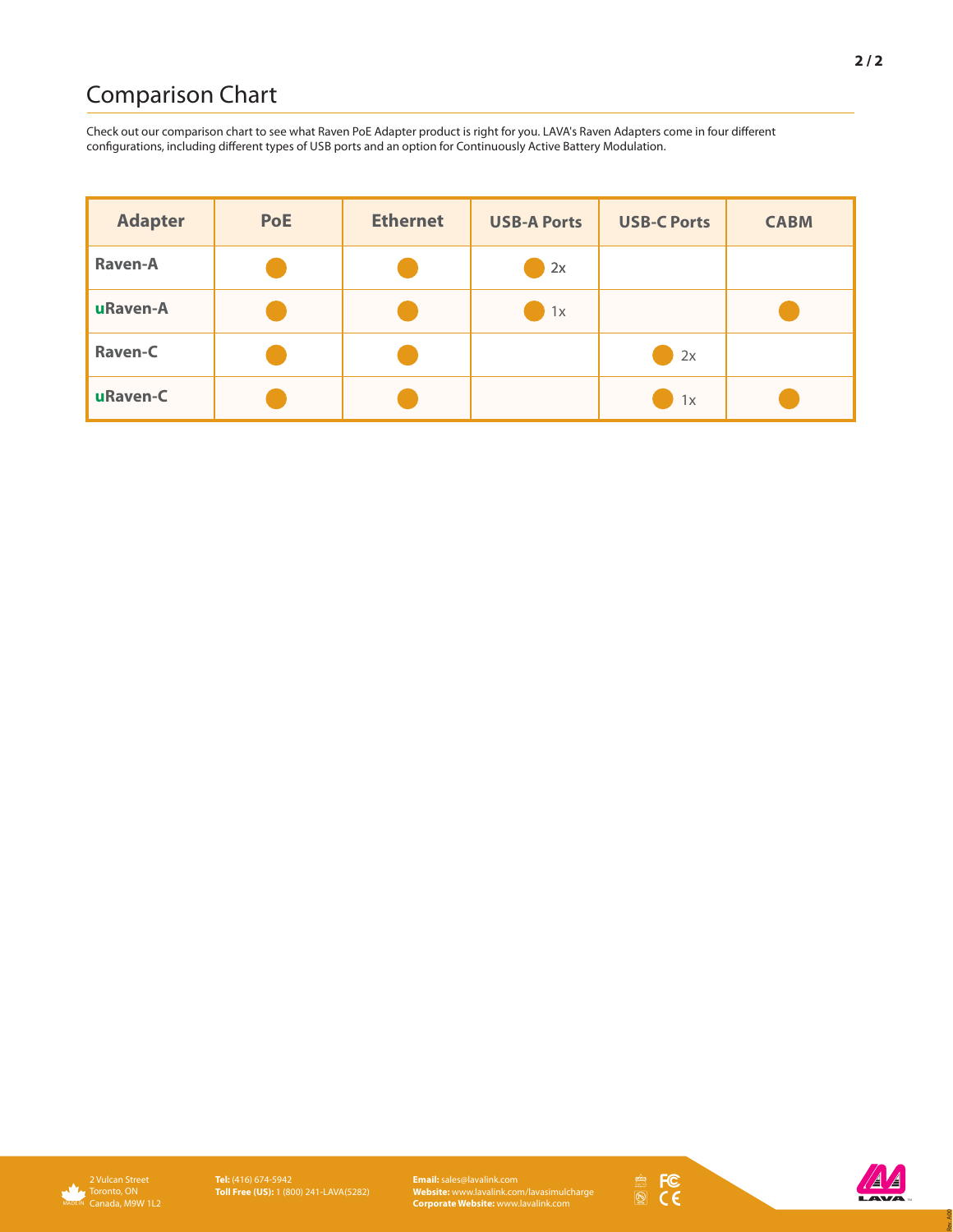## Comparison Chart

Check out our comparison chart to see what Raven PoE Adapter product is right for you. LAVA's Raven Adapters come in four different configurations, including different types of USB ports and an option for Continuously Active Battery Modulation.

| Adapter | PoE | Ethernet | USB-A Ports | USB-C Ports | CABM |
|---|---|---|---|---|---|
| **Raven-A** | ● | ● | ● 2x | | |
| **uRaven-A** | ● | ● | ● 1x | | ● |
| **Raven-C** | ● | ● | | ● 2x | |
| **uRaven-C** | ● | ● | | ● 1x | ● |

MADE IN 2 Vulcan Street Toronto, ON Canada, M9W 1L2

**Tel:** (416) 674-5942
**Toll Free (US):** 1 (800) 241-LAVA(5282)

**Email:** sales@lavalink.com
**Website:** www.lavalink.com/lavasimulcharge
**Corporate Website:** www.lavalink.com